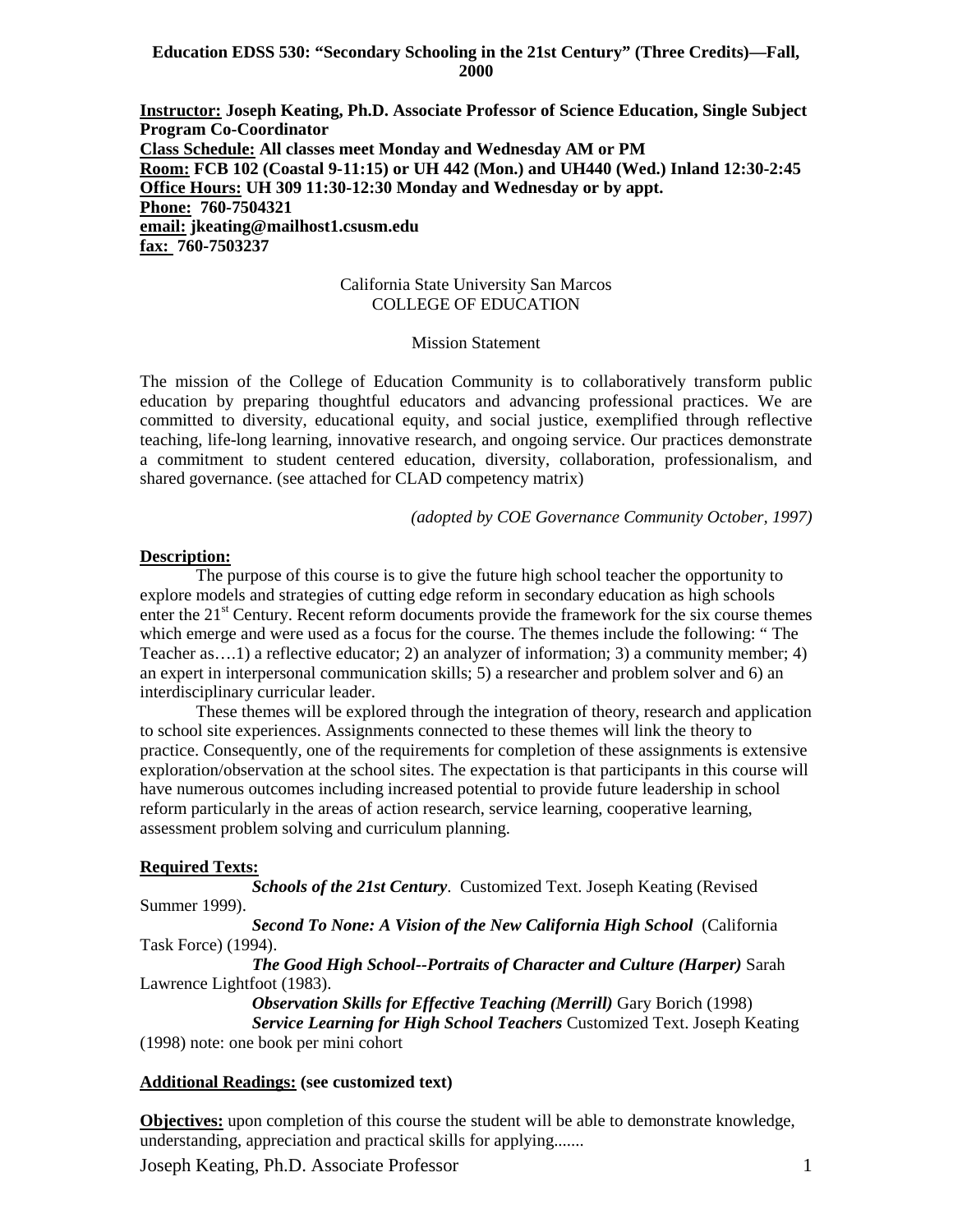**Education EDSS 530: "Secondary Schooling in the 21st Century" (Three Credits)—Fall, 2000**

**Instructor:** **Joseph Keating, Ph.D. Associate Professor of Science Education, Single Subject Program Co-Coordinator**
**Class Schedule:** **All classes meet Monday and Wednesday AM or PM**
**Room:** **FCB 102 (Coastal 9-11:15) or UH 442 (Mon.) and UH440 (Wed.) Inland 12:30-2:45**
**Office Hours:** **UH 309 11:30-12:30 Monday and Wednesday or by appt.**
**Phone:** **760-7504321**
**email:** **jkeating@mailhost1.csusm.edu**
**fax:** **760-7503237**

California State University San Marcos
COLLEGE OF EDUCATION

Mission Statement

The mission of the College of Education Community is to collaboratively transform public education by preparing thoughtful educators and advancing professional practices. We are committed to diversity, educational equity, and social justice, exemplified through reflective teaching, life-long learning, innovative research, and ongoing service. Our practices demonstrate a commitment to student centered education, diversity, collaboration, professionalism, and shared governance. (see attached for CLAD competency matrix)

*(adopted by COE Governance Community October, 1997)*

**Description:**

The purpose of this course is to give the future high school teacher the opportunity to explore models and strategies of cutting edge reform in secondary education as high schools enter the 21st Century. Recent reform documents provide the framework for the six course themes which emerge and were used as a focus for the course. The themes include the following: " The Teacher as….1) a reflective educator; 2) an analyzer of information; 3) a community member; 4) an expert in interpersonal communication skills; 5) a researcher and problem solver and 6) an interdisciplinary curricular leader.

These themes will be explored through the integration of theory, research and application to school site experiences. Assignments connected to these themes will link the theory to practice. Consequently, one of the requirements for completion of these assignments is extensive exploration/observation at the school sites. The expectation is that participants in this course will have numerous outcomes including increased potential to provide future leadership in school reform particularly in the areas of action research, service learning, cooperative learning, assessment problem solving and curriculum planning.

**Required Texts:**

***Schools of the 21st Century***. Customized Text. Joseph Keating (Revised Summer 1999).

***Second To None: A Vision of the New California High School*** (California Task Force) (1994).

***The Good High School--Portraits of Character and Culture (Harper)*** Sarah Lawrence Lightfoot (1983).

***Observation Skills for Effective Teaching (Merrill)*** Gary Borich (1998)

***Service Learning for High School Teachers*** Customized Text. Joseph Keating (1998) note: one book per mini cohort

**Additional Readings:** **(see customized text)**

**Objectives:** upon completion of this course the student will be able to demonstrate knowledge, understanding, appreciation and practical skills for applying.......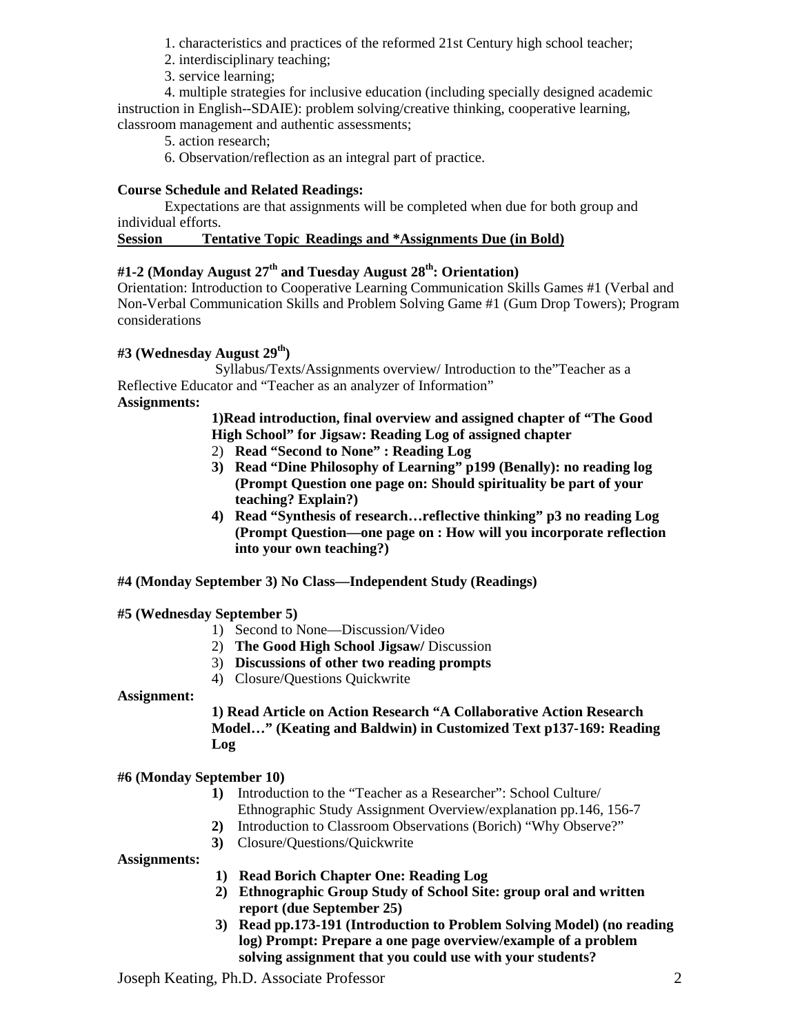1. characteristics and practices of the reformed 21st Century high school teacher;
2. interdisciplinary teaching;
3. service learning;
4. multiple strategies for inclusive education (including specially designed academic instruction in English--SDAIE): problem solving/creative thinking, cooperative learning, classroom management and authentic assessments;
5. action research;
6. Observation/reflection as an integral part of practice.

**Course Schedule and Related Readings:**

Expectations are that assignments will be completed when due for both group and individual efforts.

**Session Tentative Topic Readings and \*Assignments Due (in Bold)**

**#1-2 (Monday August 27th and Tuesday August 28th: Orientation)**

Orientation: Introduction to Cooperative Learning Communication Skills Games #1 (Verbal and Non-Verbal Communication Skills and Problem Solving Game #1 (Gum Drop Towers); Program considerations

**#3 (Wednesday August 29th)**

Syllabus/Texts/Assignments overview/ Introduction to the"Teacher as a Reflective Educator and "Teacher as an analyzer of Information"

**Assignments:**

**1)Read introduction, final overview and assigned chapter of "The Good High School" for Jigsaw: Reading Log of assigned chapter**

2) **Read "Second to None" : Reading Log**

3) **Read "Dine Philosophy of Learning" p199 (Benally): no reading log (Prompt Question one page on: Should spirituality be part of your teaching? Explain?)**

4) **Read "Synthesis of research…reflective thinking" p3 no reading Log (Prompt Question—one page on : How will you incorporate reflection into your own teaching?)**

**#4 (Monday September 3) No Class—Independent Study (Readings)**

**#5 (Wednesday September 5)**

1) Second to None—Discussion/Video
2) **The Good High School Jigsaw/** Discussion
3) **Discussions of other two reading prompts**
4) Closure/Questions Quickwrite

**Assignment:**

**1) Read Article on Action Research "A Collaborative Action Research Model…" (Keating and Baldwin) in Customized Text p137-169: Reading Log**

**#6 (Monday September 10)**

1) Introduction to the "Teacher as a Researcher": School Culture/ Ethnographic Study Assignment Overview/explanation pp.146, 156-7
2) Introduction to Classroom Observations (Borich) "Why Observe?"
3) Closure/Questions/Quickwrite

**Assignments:**

1) **Read Borich Chapter One: Reading Log**
2) **Ethnographic Group Study of School Site: group oral and written report (due September 25)**
3) **Read pp.173-191 (Introduction to Problem Solving Model) (no reading log) Prompt: Prepare a one page overview/example of a problem solving assignment that you could use with your students?**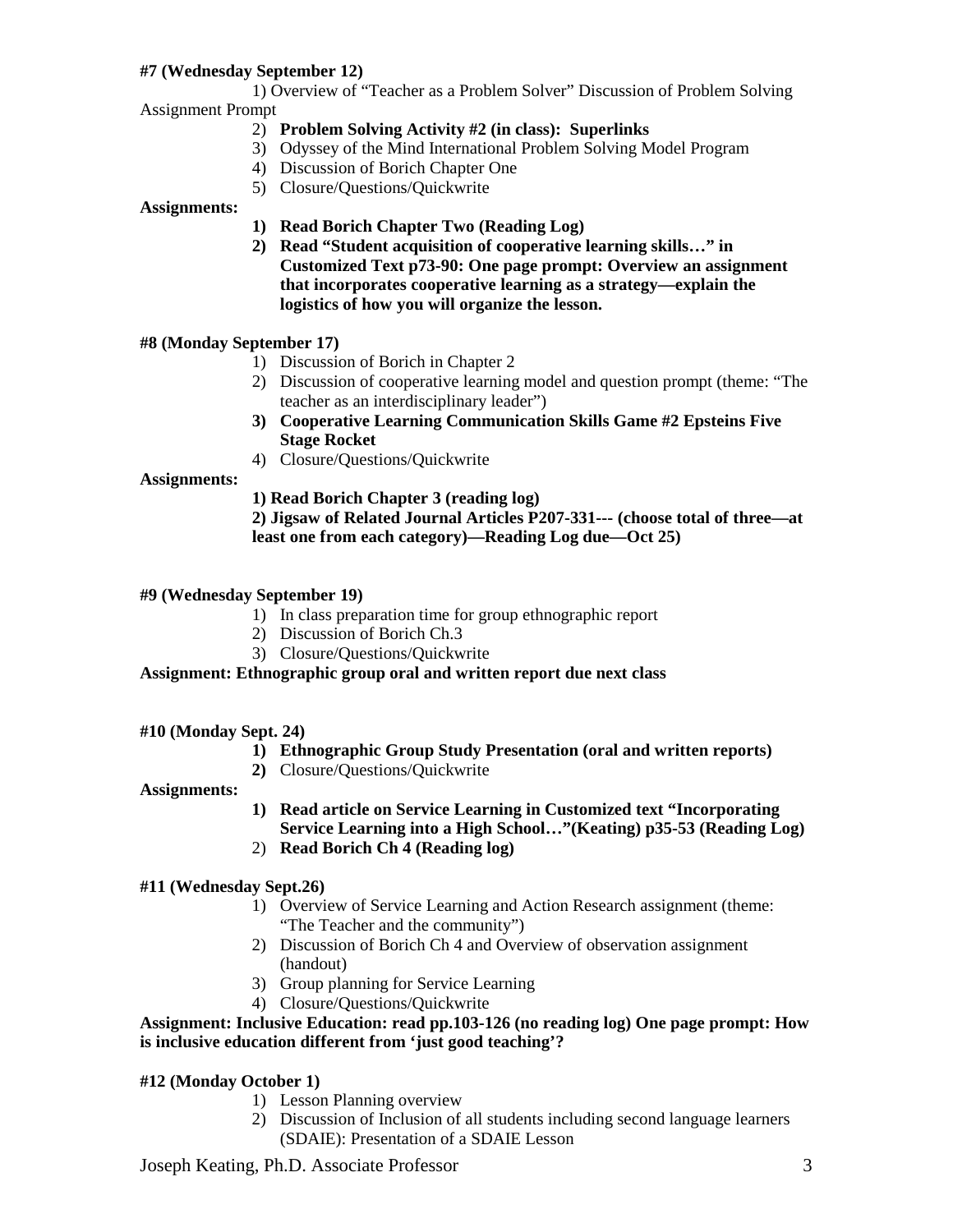**#7 (Wednesday September 12)**

1) Overview of "Teacher as a Problem Solver" Discussion of Problem Solving Assignment Prompt

2) **Problem Solving Activity #2 (in class): Superlinks**
3) Odyssey of the Mind International Problem Solving Model Program
4) Discussion of Borich Chapter One
5) Closure/Questions/Quickwrite

**Assignments:**

1) **Read Borich Chapter Two (Reading Log)**
2) **Read "Student acquisition of cooperative learning skills…" in Customized Text p73-90: One page prompt: Overview an assignment that incorporates cooperative learning as a strategy—explain the logistics of how you will organize the lesson.**

**#8 (Monday September 17)**

1) Discussion of Borich in Chapter 2
2) Discussion of cooperative learning model and question prompt (theme: "The teacher as an interdisciplinary leader")
3) **Cooperative Learning Communication Skills Game #2 Epsteins Five Stage Rocket**
4) Closure/Questions/Quickwrite

**Assignments:**

**1) Read Borich Chapter 3 (reading log)**

**2) Jigsaw of Related Journal Articles P207-331--- (choose total of three—at least one from each category)—Reading Log due—Oct 25)**

**#9 (Wednesday September 19)**

1) In class preparation time for group ethnographic report
2) Discussion of Borich Ch.3
3) Closure/Questions/Quickwrite

**Assignment: Ethnographic group oral and written report due next class**

**#10 (Monday Sept. 24)**

1) **Ethnographic Group Study Presentation (oral and written reports)**
2) Closure/Questions/Quickwrite

**Assignments:**

1) **Read article on Service Learning in Customized text "Incorporating Service Learning into a High School…"(Keating) p35-53 (Reading Log)**
2) **Read Borich Ch 4 (Reading log)**

**#11 (Wednesday Sept.26)**

1) Overview of Service Learning and Action Research assignment (theme: "The Teacher and the community")
2) Discussion of Borich Ch 4 and Overview of observation assignment (handout)
3) Group planning for Service Learning
4) Closure/Questions/Quickwrite

**Assignment: Inclusive Education: read pp.103-126 (no reading log) One page prompt: How is inclusive education different from 'just good teaching'?**

**#12 (Monday October 1)**

1) Lesson Planning overview
2) Discussion of Inclusion of all students including second language learners (SDAIE): Presentation of a SDAIE Lesson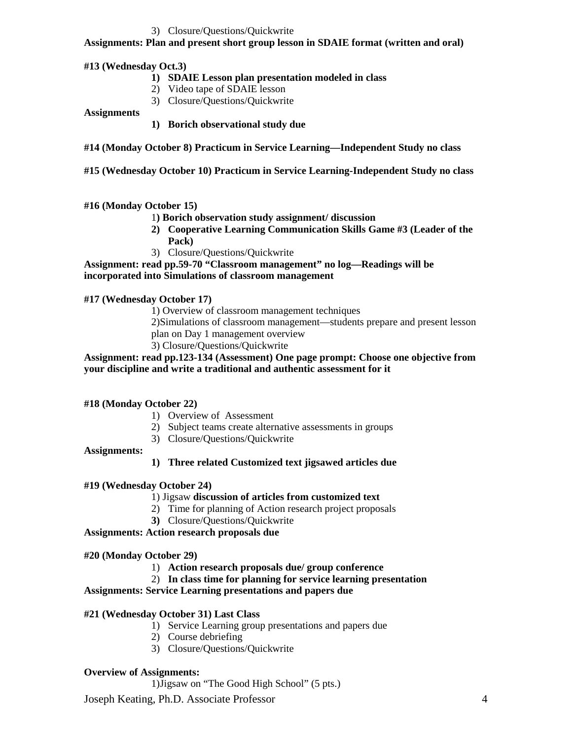3) Closure/Questions/Quickwrite

**Assignments: Plan and present short group lesson in SDAIE format (written and oral)**

**#13 (Wednesday Oct.3)**

1) **SDAIE Lesson plan presentation modeled in class**
2) Video tape of SDAIE lesson
3) Closure/Questions/Quickwrite

**Assignments**

1) **Borich observational study due**

**#14 (Monday October 8) Practicum in Service Learning—Independent Study no class**

**#15 (Wednesday October 10) Practicum in Service Learning-Independent Study no class**

**#16 (Monday October 15)**

1) **Borich observation study assignment/ discussion**
2) **Cooperative Learning Communication Skills Game #3 (Leader of the Pack)**
3) Closure/Questions/Quickwrite

**Assignment: read pp.59-70 "Classroom management" no log—Readings will be incorporated into Simulations of classroom management**

**#17 (Wednesday October 17)**

1) Overview of classroom management techniques
2) Simulations of classroom management—students prepare and present lesson plan on Day 1 management overview
3) Closure/Questions/Quickwrite

**Assignment: read pp.123-134 (Assessment) One page prompt: Choose one objective from your discipline and write a traditional and authentic assessment for it**

**#18 (Monday October 22)**

1) Overview of Assessment
2) Subject teams create alternative assessments in groups
3) Closure/Questions/Quickwrite

**Assignments:**

1) **Three related Customized text jigsawed articles due**

**#19 (Wednesday October 24)**

1) Jigsaw **discussion of articles from customized text**
2) Time for planning of Action research project proposals
3) Closure/Questions/Quickwrite

**Assignments: Action research proposals due**

**#20 (Monday October 29)**

1) **Action research proposals due/ group conference**
2) **In class time for planning for service learning presentation**

**Assignments: Service Learning presentations and papers due**

**#21 (Wednesday October 31) Last Class**

1) Service Learning group presentations and papers due
2) Course debriefing
3) Closure/Questions/Quickwrite

**Overview of Assignments:**

1) Jigsaw on "The Good High School" (5 pts.)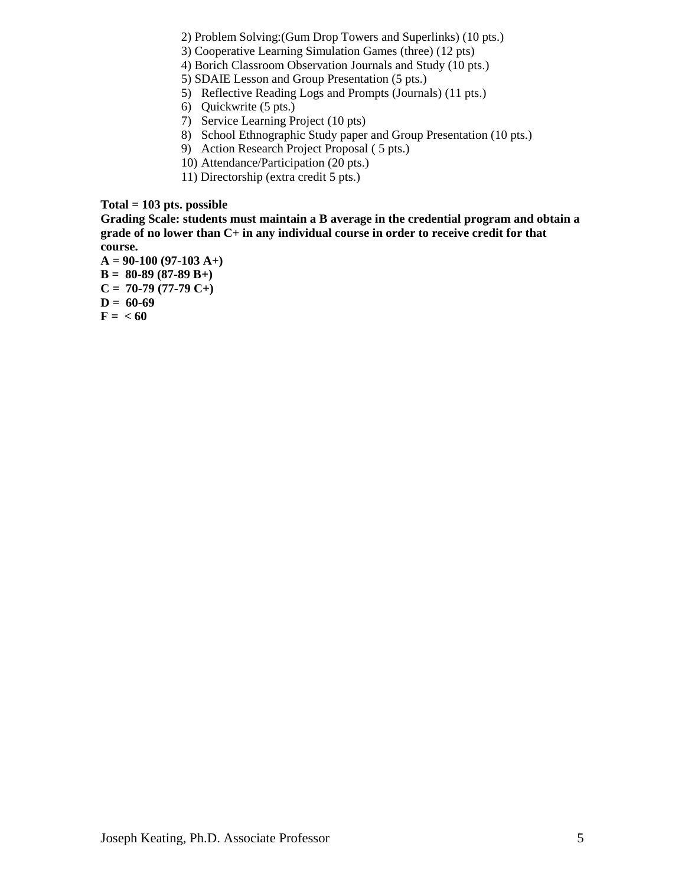2) Problem Solving:(Gum Drop Towers and Superlinks) (10 pts.)
3) Cooperative Learning Simulation Games (three) (12 pts)
4) Borich Classroom Observation Journals and Study (10 pts.)
5) SDAIE Lesson and Group Presentation (5 pts.)
5) Reflective Reading Logs and Prompts (Journals) (11 pts.)
6) Quickwrite (5 pts.)
7) Service Learning Project (10 pts)
8) School Ethnographic Study paper and Group Presentation (10 pts.)
9) Action Research Project Proposal ( 5 pts.)
10) Attendance/Participation (20 pts.)
11) Directorship (extra credit 5 pts.)

**Total = 103 pts. possible**
**Grading Scale: students must maintain a B average in the credential program and obtain a grade of no lower than C+ in any individual course in order to receive credit for that course.**
**A = 90-100 (97-103 A+)**
**B = 80-89 (87-89 B+)**
**C = 70-79 (77-79 C+)**
**D = 60-69**
**F = < 60**